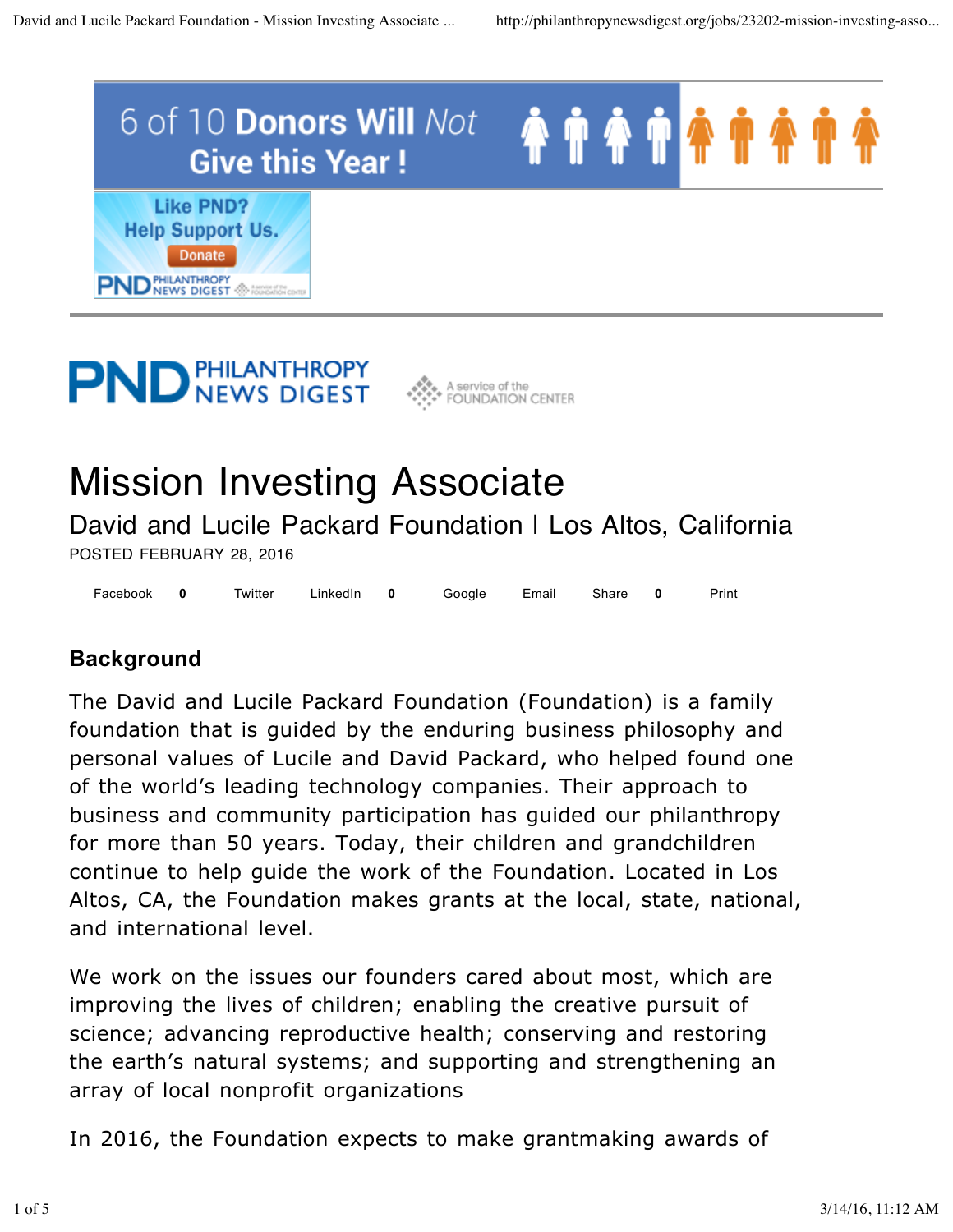# Mission Investing Associate

David and Lucile Packard Foundation | Los Altos, California

POSTED FEBRUARY 28, 2016

## Background

The David and Lucile Packard Foundation (Foundation) is a family foundation that is guided by the enduring business philosophy and personal values of Lucile and David Packard, who helped found one of the world's leading technology companies. Their approach to business and community participation has guided our philanthropy for more than 50 years. Today, their children and grandchildren continue to help guide the work of the Foundation. Located in Los Altos, CA, the Foundation makes grants at the local, state, national, and international level.

We work on the issues our founders cared about most, which are improving the lives of children; enabling the creative pursuit of science; advancing reproductive health; conserving and restoring the earth's natural systems; and supporting and strengthening an array of local nonprofit organizations

In 2016, the Foundation expects to make grantmaking awards of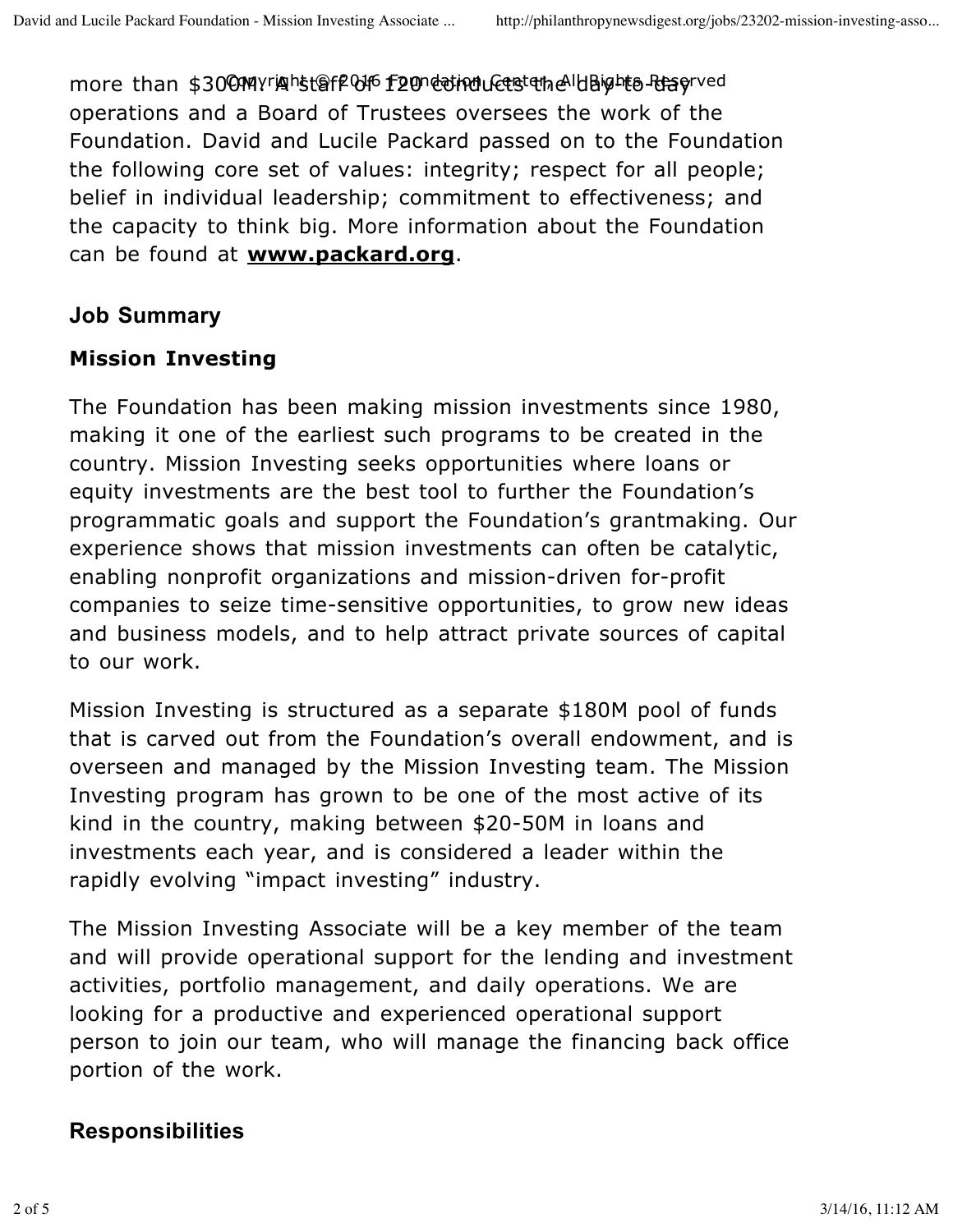more than $300M. A staff of 120 conducts the day-to-day operations and a Board of Trustees oversees the work of the Foundation. David and Lucile Packard passed on to the Foundation the following core set of values: integrity; respect for all people; belief in individual leadership; commitment to effectiveness; and the capacity to think big. More information about the Foundation can be found at **www.packard.org**.

## Job Summary

### Mission Investing

The Foundation has been making mission investments since 1980, making it one of the earliest such programs to be created in the country. Mission Investing seeks opportunities where loans or equity investments are the best tool to further the Foundation's programmatic goals and support the Foundation's grantmaking. Our experience shows that mission investments can often be catalytic, enabling nonprofit organizations and mission-driven for-profit companies to seize time-sensitive opportunities, to grow new ideas and business models, and to help attract private sources of capital to our work.

Mission Investing is structured as a separate $180M pool of funds that is carved out from the Foundation's overall endowment, and is overseen and managed by the Mission Investing team. The Mission Investing program has grown to be one of the most active of its kind in the country, making between $20-50M in loans and investments each year, and is considered a leader within the rapidly evolving "impact investing" industry.

The Mission Investing Associate will be a key member of the team and will provide operational support for the lending and investment activities, portfolio management, and daily operations. We are looking for a productive and experienced operational support person to join our team, who will manage the financing back office portion of the work.

## Responsibilities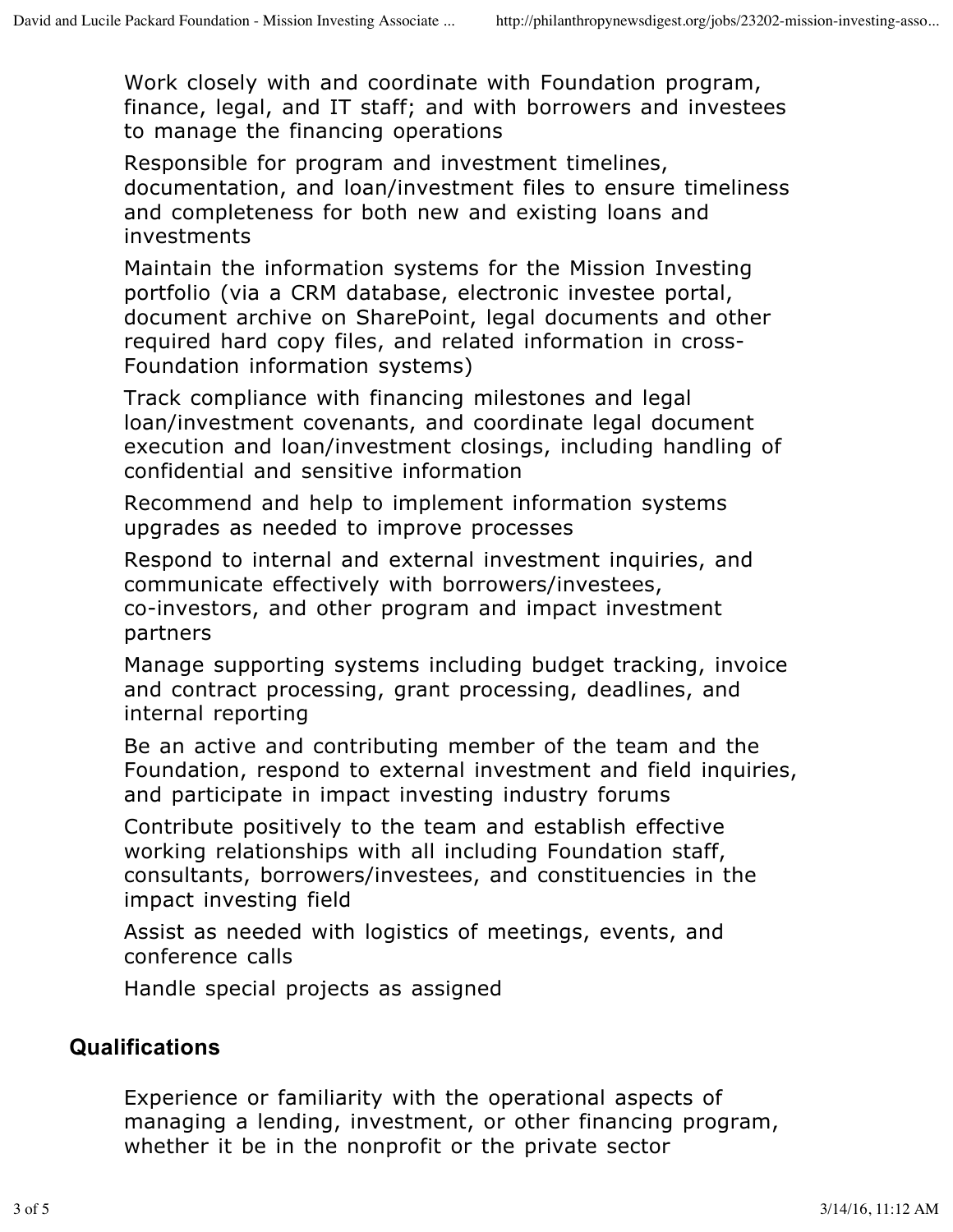- Work closely with and coordinate with Foundation program, finance, legal, and IT staff; and with borrowers and investees to manage the financing operations
- Responsible for program and investment timelines, documentation, and loan/investment files to ensure timeliness and completeness for both new and existing loans and investments
- Maintain the information systems for the Mission Investing portfolio (via a CRM database, electronic investee portal, document archive on SharePoint, legal documents and other required hard copy files, and related information in cross-Foundation information systems)
- Track compliance with financing milestones and legal loan/investment covenants, and coordinate legal document execution and loan/investment closings, including handling of confidential and sensitive information
- Recommend and help to implement information systems upgrades as needed to improve processes
- Respond to internal and external investment inquiries, and communicate effectively with borrowers/investees, co-investors, and other program and impact investment partners
- Manage supporting systems including budget tracking, invoice and contract processing, grant processing, deadlines, and internal reporting
- Be an active and contributing member of the team and the Foundation, respond to external investment and field inquiries, and participate in impact investing industry forums
- Contribute positively to the team and establish effective working relationships with all including Foundation staff, consultants, borrowers/investees, and constituencies in the impact investing field
- Assist as needed with logistics of meetings, events, and conference calls
- Handle special projects as assigned

## Qualifications

- Experience or familiarity with the operational aspects of managing a lending, investment, or other financing program, whether it be in the nonprofit or the private sector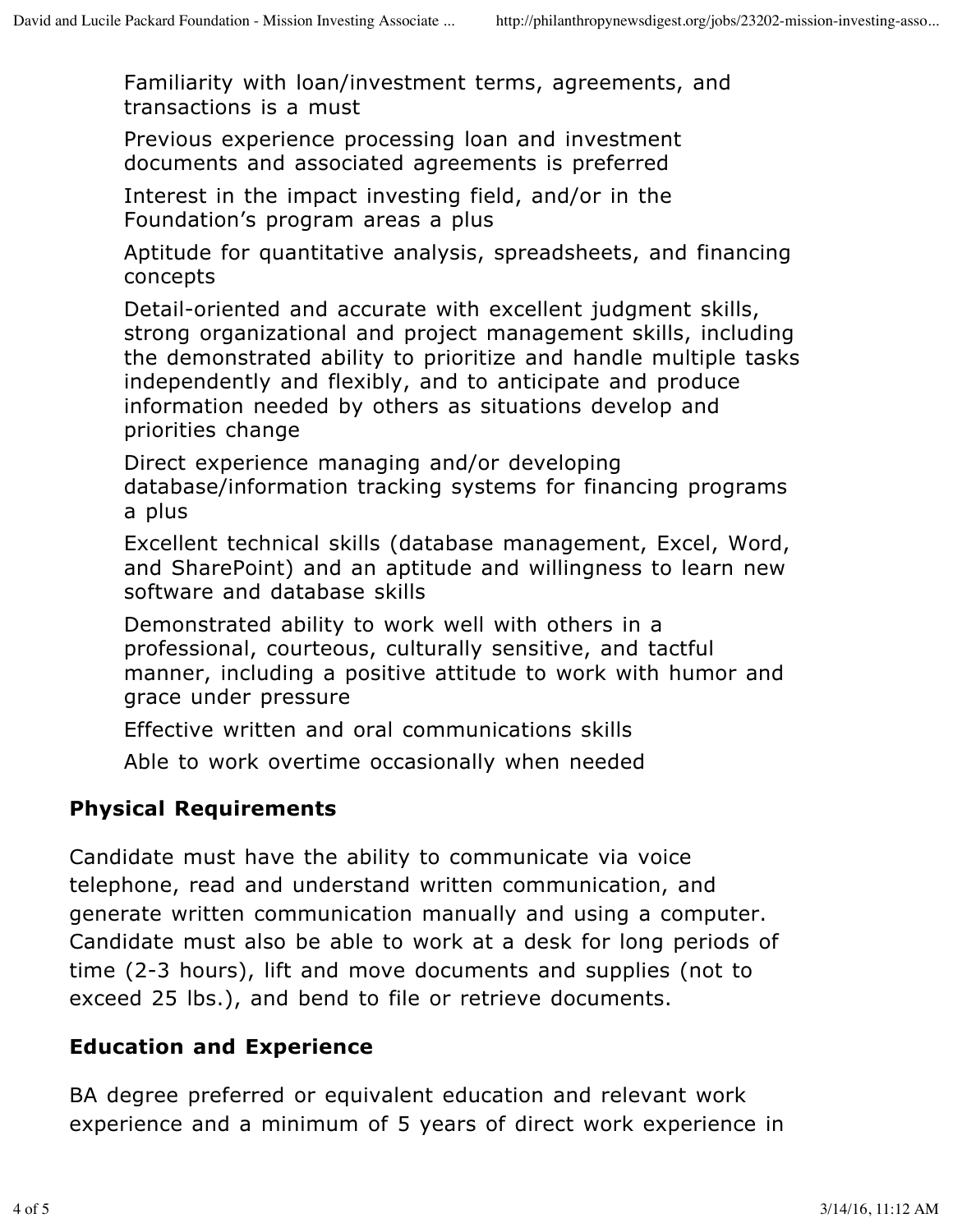- Familiarity with loan/investment terms, agreements, and transactions is a must
- Previous experience processing loan and investment documents and associated agreements is preferred
- Interest in the impact investing field, and/or in the Foundation's program areas a plus
- Aptitude for quantitative analysis, spreadsheets, and financing concepts
- Detail-oriented and accurate with excellent judgment skills, strong organizational and project management skills, including the demonstrated ability to prioritize and handle multiple tasks independently and flexibly, and to anticipate and produce information needed by others as situations develop and priorities change
- Direct experience managing and/or developing database/information tracking systems for financing programs a plus
- Excellent technical skills (database management, Excel, Word, and SharePoint) and an aptitude and willingness to learn new software and database skills
- Demonstrated ability to work well with others in a professional, courteous, culturally sensitive, and tactful manner, including a positive attitude to work with humor and grace under pressure
- Effective written and oral communications skills
- Able to work overtime occasionally when needed

## Physical Requirements

Candidate must have the ability to communicate via voice telephone, read and understand written communication, and generate written communication manually and using a computer. Candidate must also be able to work at a desk for long periods of time (2-3 hours), lift and move documents and supplies (not to exceed 25 lbs.), and bend to file or retrieve documents.

## Education and Experience

BA degree preferred or equivalent education and relevant work experience and a minimum of 5 years of direct work experience in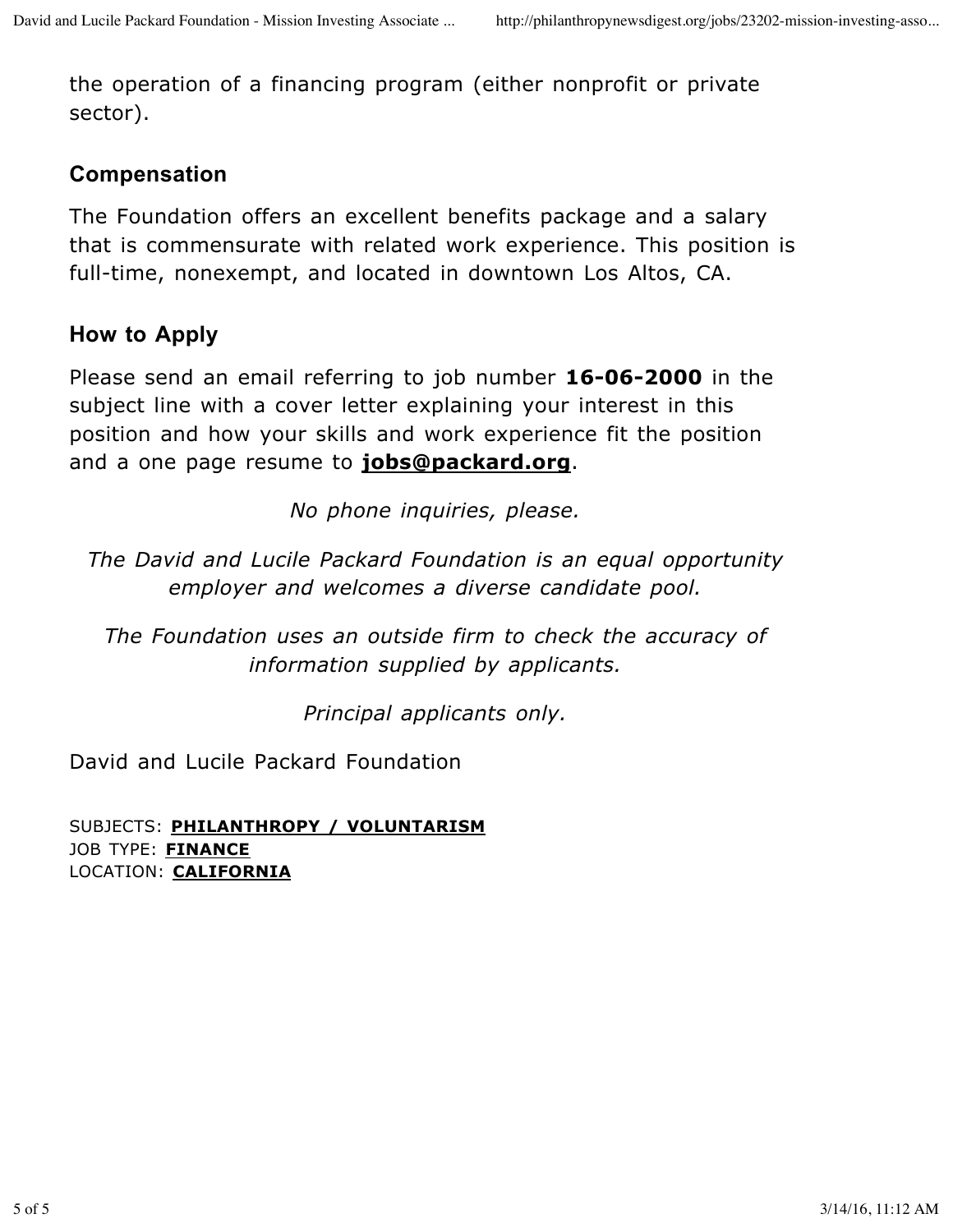the operation of a financing program (either nonprofit or private sector).

## Compensation

The Foundation offers an excellent benefits package and a salary that is commensurate with related work experience. This position is full-time, nonexempt, and located in downtown Los Altos, CA.

## How to Apply

Please send an email referring to job number **16-06-2000** in the subject line with a cover letter explaining your interest in this position and how your skills and work experience fit the position and a one page resume to **jobs@packard.org**.

*No phone inquiries, please.*

*The David and Lucile Packard Foundation is an equal opportunity employer and welcomes a diverse candidate pool.*

*The Foundation uses an outside firm to check the accuracy of information supplied by applicants.*

*Principal applicants only.*

David and Lucile Packard Foundation

SUBJECTS: **PHILANTHROPY / VOLUNTARISM**
JOB TYPE: **FINANCE**
LOCATION: **CALIFORNIA**